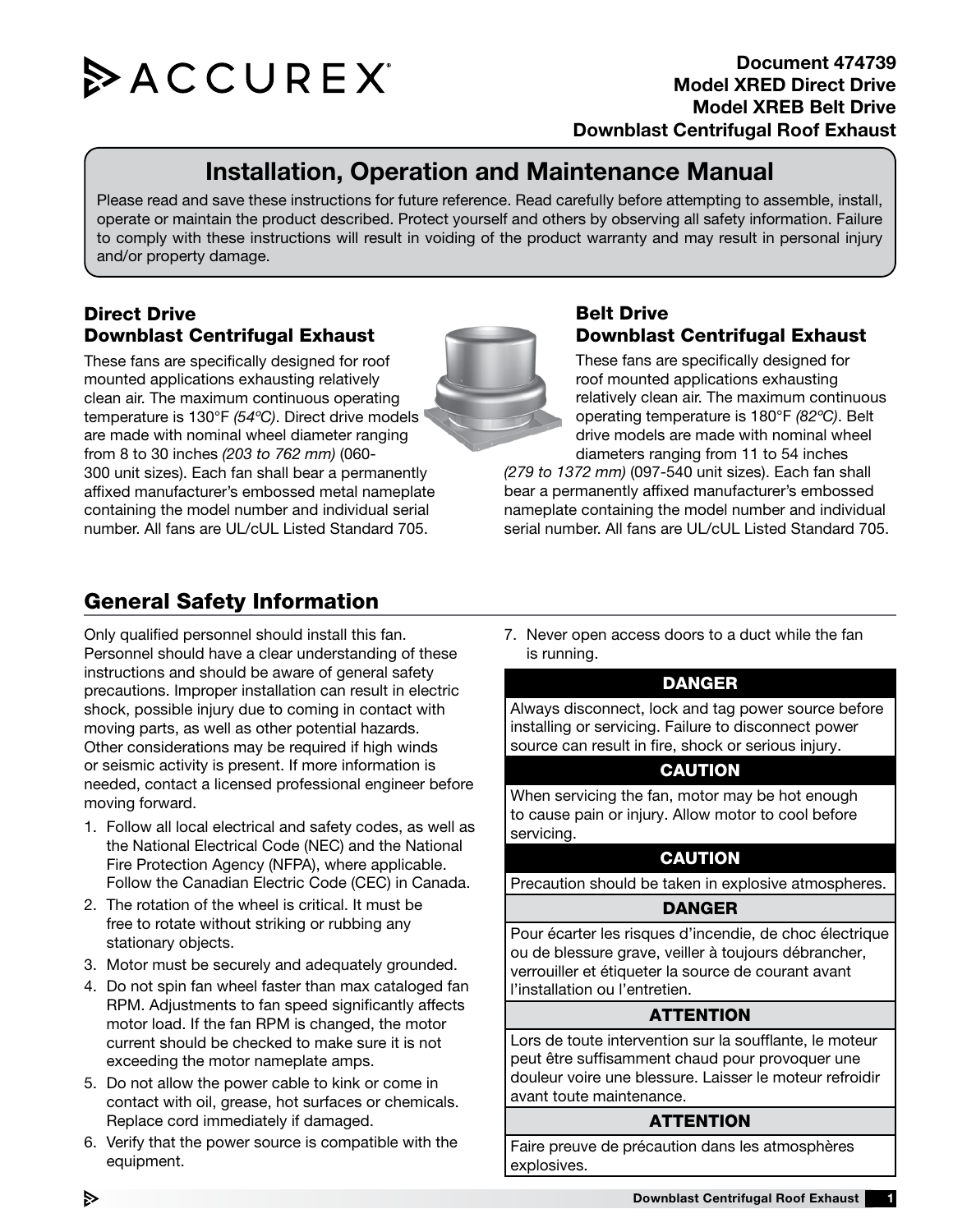ACCUREX®

**Document 474739**
**Model XRED Direct Drive**
**Model XREB Belt Drive**
**Downblast Centrifugal Roof Exhaust**

# Installation, Operation and Maintenance Manual

Please read and save these instructions for future reference. Read carefully before attempting to assemble, install, operate or maintain the product described. Protect yourself and others by observing all safety information. Failure to comply with these instructions will result in voiding of the product warranty and may result in personal injury and/or property damage.

### Direct Drive Downblast Centrifugal Exhaust

These fans are specifically designed for roof mounted applications exhausting relatively clean air. The maximum continuous operating temperature is 130°F *(54ºC)*. Direct drive models are made with nominal wheel diameter ranging from 8 to 30 inches *(203 to 762 mm)* (060-300 unit sizes). Each fan shall bear a permanently affixed manufacturer's embossed metal nameplate containing the model number and individual serial number. All fans are UL/cUL Listed Standard 705.

### Belt Drive Downblast Centrifugal Exhaust

These fans are specifically designed for roof mounted applications exhausting relatively clean air. The maximum continuous operating temperature is 180°F *(82ºC)*. Belt drive models are made with nominal wheel diameters ranging from 11 to 54 inches *(279 to 1372 mm)* (097-540 unit sizes). Each fan shall bear a permanently affixed manufacturer's embossed nameplate containing the model number and individual serial number. All fans are UL/cUL Listed Standard 705.

## General Safety Information

Only qualified personnel should install this fan. Personnel should have a clear understanding of these instructions and should be aware of general safety precautions. Improper installation can result in electric shock, possible injury due to coming in contact with moving parts, as well as other potential hazards. Other considerations may be required if high winds or seismic activity is present. If more information is needed, contact a licensed professional engineer before moving forward.

1. Follow all local electrical and safety codes, as well as the National Electrical Code (NEC) and the National Fire Protection Agency (NFPA), where applicable. Follow the Canadian Electric Code (CEC) in Canada.
2. The rotation of the wheel is critical. It must be free to rotate without striking or rubbing any stationary objects.
3. Motor must be securely and adequately grounded.
4. Do not spin fan wheel faster than max cataloged fan RPM. Adjustments to fan speed significantly affects motor load. If the fan RPM is changed, the motor current should be checked to make sure it is not exceeding the motor nameplate amps.
5. Do not allow the power cable to kink or come in contact with oil, grease, hot surfaces or chemicals. Replace cord immediately if damaged.
6. Verify that the power source is compatible with the equipment.
7. Never open access doors to a duct while the fan is running.

**DANGER**

Always disconnect, lock and tag power source before installing or servicing. Failure to disconnect power source can result in fire, shock or serious injury.

**CAUTION**

When servicing the fan, motor may be hot enough to cause pain or injury. Allow motor to cool before servicing.

**CAUTION**

Precaution should be taken in explosive atmospheres.

**DANGER**

Pour écarter les risques d'incendie, de choc électrique ou de blessure grave, veiller à toujours débrancher, verrouiller et étiqueter la source de courant avant l'installation ou l'entretien.

**ATTENTION**

Lors de toute intervention sur la soufflante, le moteur peut être suffisamment chaud pour provoquer une douleur voire une blessure. Laisser le moteur refroidir avant toute maintenance.

**ATTENTION**

Faire preuve de précaution dans les atmosphères explosives.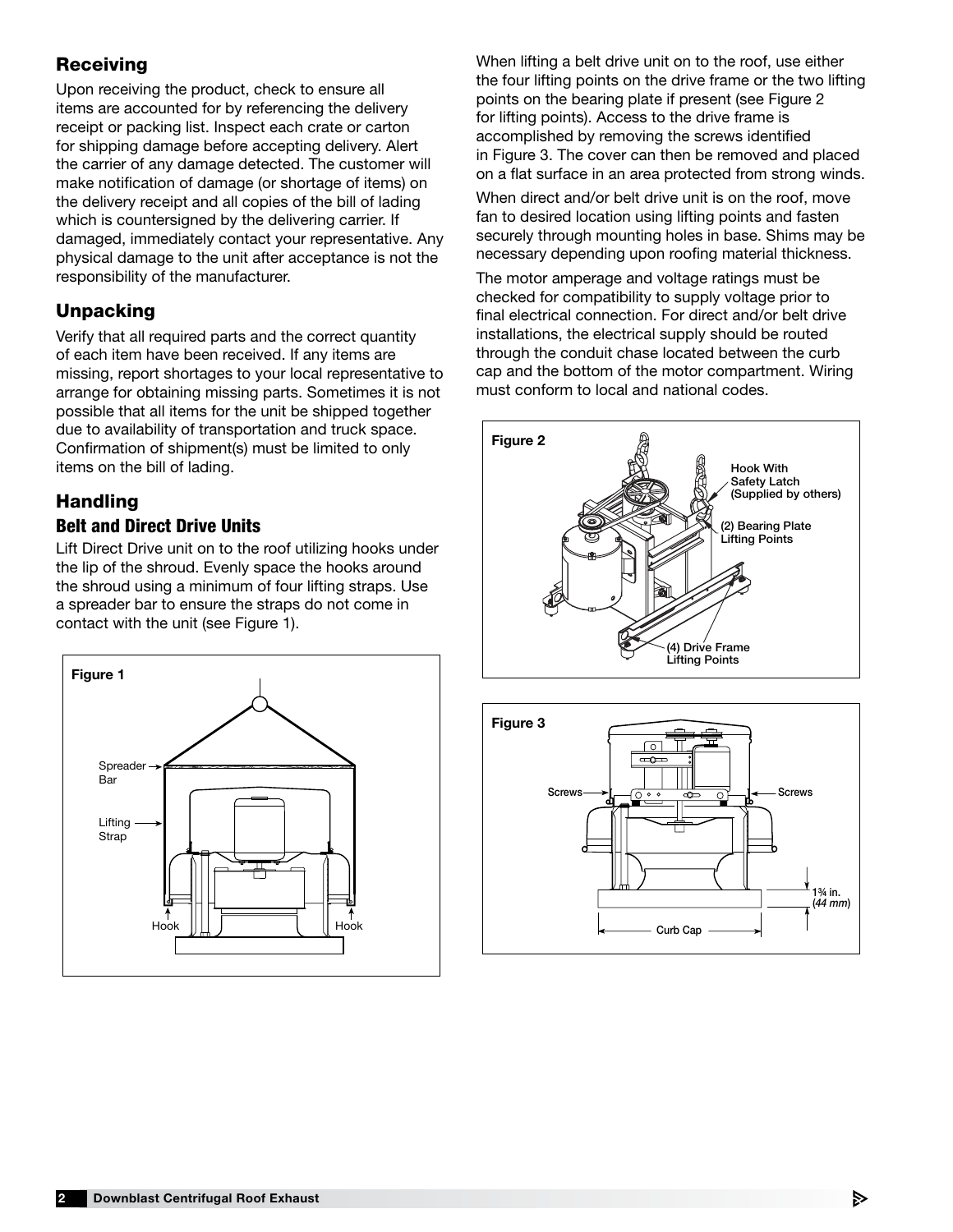## Receiving

Upon receiving the product, check to ensure all items are accounted for by referencing the delivery receipt or packing list. Inspect each crate or carton for shipping damage before accepting delivery. Alert the carrier of any damage detected. The customer will make notification of damage (or shortage of items) on the delivery receipt and all copies of the bill of lading which is countersigned by the delivering carrier. If damaged, immediately contact your representative. Any physical damage to the unit after acceptance is not the responsibility of the manufacturer.

## Unpacking

Verify that all required parts and the correct quantity of each item have been received. If any items are missing, report shortages to your local representative to arrange for obtaining missing parts. Sometimes it is not possible that all items for the unit be shipped together due to availability of transportation and truck space. Confirmation of shipment(s) must be limited to only items on the bill of lading.

## Handling

### Belt and Direct Drive Units

Lift Direct Drive unit on to the roof utilizing hooks under the lip of the shroud. Evenly space the hooks around the shroud using a minimum of four lifting straps. Use a spreader bar to ensure the straps do not come in contact with the unit (see Figure 1).

**Figure 1**

Spreader Bar

Lifting Strap

Hook

Hook

When lifting a belt drive unit on to the roof, use either the four lifting points on the drive frame or the two lifting points on the bearing plate if present (see Figure 2 for lifting points). Access to the drive frame is accomplished by removing the screws identified in Figure 3. The cover can then be removed and placed on a flat surface in an area protected from strong winds.

When direct and/or belt drive unit is on the roof, move fan to desired location using lifting points and fasten securely through mounting holes in base. Shims may be necessary depending upon roofing material thickness.

The motor amperage and voltage ratings must be checked for compatibility to supply voltage prior to final electrical connection. For direct and/or belt drive installations, the electrical supply should be routed through the conduit chase located between the curb cap and the bottom of the motor compartment. Wiring must conform to local and national codes.

**Figure 2**

Hook With Safety Latch (Supplied by others)

(2) Bearing Plate Lifting Points

(4) Drive Frame Lifting Points

**Figure 3**

Screws

Screws

1¾ in. (*44 mm*)

Curb Cap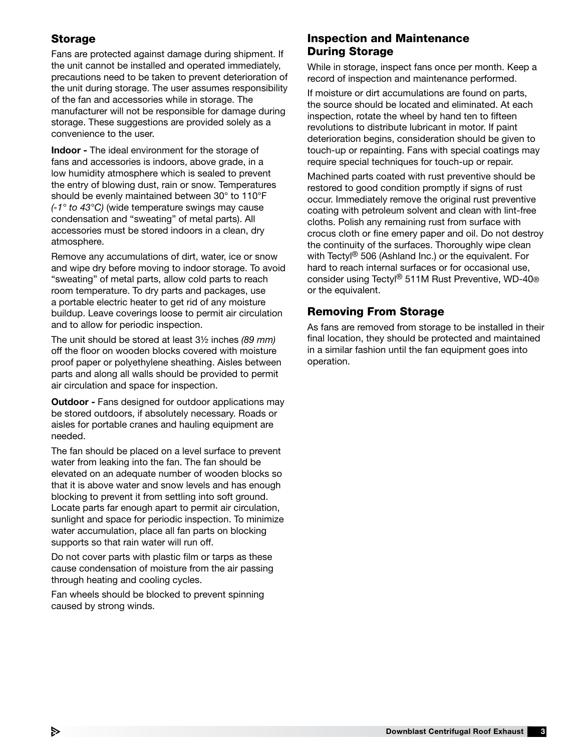## Storage

Fans are protected against damage during shipment. If the unit cannot be installed and operated immediately, precautions need to be taken to prevent deterioration of the unit during storage. The user assumes responsibility of the fan and accessories while in storage. The manufacturer will not be responsible for damage during storage. These suggestions are provided solely as a convenience to the user.

**Indoor -** The ideal environment for the storage of fans and accessories is indoors, above grade, in a low humidity atmosphere which is sealed to prevent the entry of blowing dust, rain or snow. Temperatures should be evenly maintained between 30° to 110°F *(-1° to 43°C)* (wide temperature swings may cause condensation and "sweating" of metal parts). All accessories must be stored indoors in a clean, dry atmosphere.

Remove any accumulations of dirt, water, ice or snow and wipe dry before moving to indoor storage. To avoid "sweating" of metal parts, allow cold parts to reach room temperature. To dry parts and packages, use a portable electric heater to get rid of any moisture buildup. Leave coverings loose to permit air circulation and to allow for periodic inspection.

The unit should be stored at least 3½ inches *(89 mm)* off the floor on wooden blocks covered with moisture proof paper or polyethylene sheathing. Aisles between parts and along all walls should be provided to permit air circulation and space for inspection.

**Outdoor -** Fans designed for outdoor applications may be stored outdoors, if absolutely necessary. Roads or aisles for portable cranes and hauling equipment are needed.

The fan should be placed on a level surface to prevent water from leaking into the fan. The fan should be elevated on an adequate number of wooden blocks so that it is above water and snow levels and has enough blocking to prevent it from settling into soft ground. Locate parts far enough apart to permit air circulation, sunlight and space for periodic inspection. To minimize water accumulation, place all fan parts on blocking supports so that rain water will run off.

Do not cover parts with plastic film or tarps as these cause condensation of moisture from the air passing through heating and cooling cycles.

Fan wheels should be blocked to prevent spinning caused by strong winds.

## Inspection and Maintenance During Storage

While in storage, inspect fans once per month. Keep a record of inspection and maintenance performed.

If moisture or dirt accumulations are found on parts, the source should be located and eliminated. At each inspection, rotate the wheel by hand ten to fifteen revolutions to distribute lubricant in motor. If paint deterioration begins, consideration should be given to touch-up or repainting. Fans with special coatings may require special techniques for touch-up or repair.

Machined parts coated with rust preventive should be restored to good condition promptly if signs of rust occur. Immediately remove the original rust preventive coating with petroleum solvent and clean with lint-free cloths. Polish any remaining rust from surface with crocus cloth or fine emery paper and oil. Do not destroy the continuity of the surfaces. Thoroughly wipe clean with Tectyl® 506 (Ashland Inc.) or the equivalent. For hard to reach internal surfaces or for occasional use, consider using Tectyl® 511M Rust Preventive, WD-40® or the equivalent.

## Removing From Storage

As fans are removed from storage to be installed in their final location, they should be protected and maintained in a similar fashion until the fan equipment goes into operation.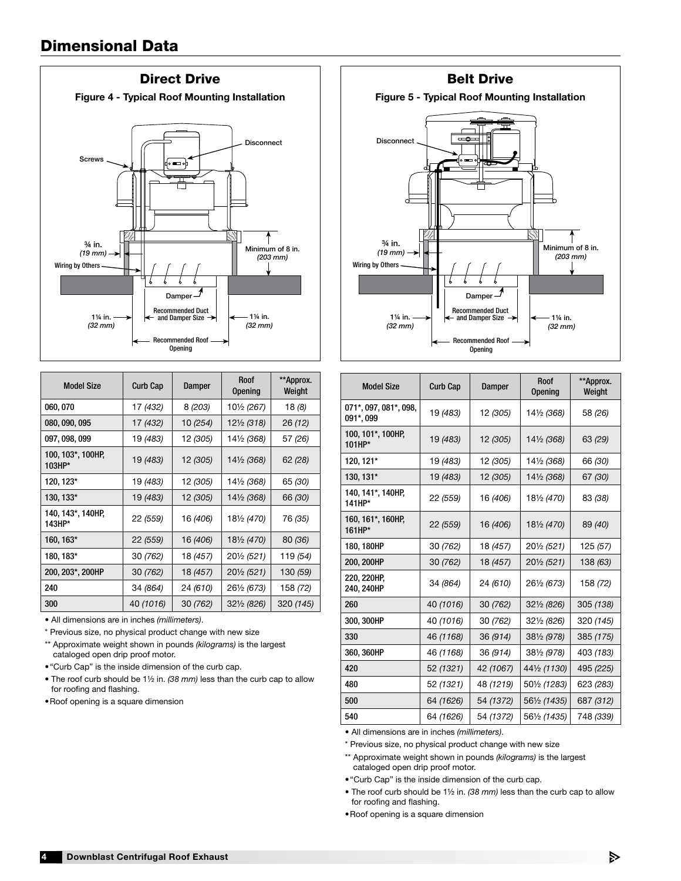## Dimensional Data

### Direct Drive

**Figure 4 - Typical Roof Mounting Installation**

Screws

Disconnect

¾ in. *(19 mm)*

Minimum of 8 in. *(203 mm)*

Wiring by Others

Damper

1¼ in. *(32 mm)*

Recommended Duct and Damper Size

1¼ in. *(32 mm)*

Recommended Roof Opening

| Model Size | Curb Cap | Damper | Roof Opening | **Approx. Weight |
|---|---|---|---|---|
| 060, 070 | 17 *(432)* | 8 *(203)* | 10½ *(267)* | 18 *(8)* |
| 080, 090, 095 | 17 *(432)* | 10 *(254)* | 12½ *(318)* | 26 *(12)* |
| 097, 098, 099 | 19 *(483)* | 12 *(305)* | 14½ *(368)* | 57 *(26)* |
| 100, 103*, 100HP, 103HP* | 19 *(483)* | 12 *(305)* | 14½ *(368)* | 62 *(28)* |
| 120, 123* | 19 *(483)* | 12 *(305)* | 14½ *(368)* | 65 *(30)* |
| 130, 133* | 19 *(483)* | 12 *(305)* | 14½ *(368)* | 66 *(30)* |
| 140, 143*, 140HP, 143HP* | 22 *(559)* | 16 *(406)* | 18½ *(470)* | 76 *(35)* |
| 160, 163* | 22 *(559)* | 16 *(406)* | 18½ *(470)* | 80 *(36)* |
| 180, 183* | 30 *(762)* | 18 *(457)* | 20½ *(521)* | 119 *(54)* |
| 200, 203*, 200HP | 30 *(762)* | 18 *(457)* | 20½ *(521)* | 130 *(59)* |
| 240 | 34 *(864)* | 24 *(610)* | 26½ *(673)* | 158 *(72)* |
| 300 | 40 *(1016)* | 30 *(762)* | 32½ *(826)* | 320 *(145)* |

- All dimensions are in inches *(millimeters)*.

\* Previous size, no physical product change with new size

** Approximate weight shown in pounds *(kilograms)* is the largest cataloged open drip proof motor.

- "Curb Cap" is the inside dimension of the curb cap.
- The roof curb should be 1½ in. *(38 mm)* less than the curb cap to allow for roofing and flashing.
- Roof opening is a square dimension

### Belt Drive

**Figure 5 - Typical Roof Mounting Installation**

Disconnect

¾ in. *(19 mm)*

Minimum of 8 in. *(203 mm)*

Wiring by Others

Damper

1¼ in. *(32 mm)*

Recommended Duct and Damper Size

1¼ in. *(32 mm)*

Recommended Roof Opening

| Model Size | Curb Cap | Damper | Roof Opening | **Approx. Weight |
|---|---|---|---|---|
| 071*, 097, 081*, 098, 091*, 099 | 19 *(483)* | 12 *(305)* | 14½ *(368)* | 58 *(26)* |
| 100, 101*, 100HP, 101HP* | 19 *(483)* | 12 *(305)* | 14½ *(368)* | 63 *(29)* |
| 120, 121* | 19 *(483)* | 12 *(305)* | 14½ *(368)* | 66 *(30)* |
| 130, 131* | 19 *(483)* | 12 *(305)* | 14½ *(368)* | 67 *(30)* |
| 140, 141*, 140HP, 141HP* | 22 *(559)* | 16 *(406)* | 18½ *(470)* | 83 *(38)* |
| 160, 161*, 160HP, 161HP* | 22 *(559)* | 16 *(406)* | 18½ *(470)* | 89 *(40)* |
| 180, 180HP | 30 *(762)* | 18 *(457)* | 20½ *(521)* | 125 *(57)* |
| 200, 200HP | 30 *(762)* | 18 *(457)* | 20½ *(521)* | 138 *(63)* |
| 220, 220HP, 240, 240HP | 34 *(864)* | 24 *(610)* | 26½ *(673)* | 158 *(72)* |
| 260 | 40 *(1016)* | 30 *(762)* | 32½ *(826)* | 305 *(138)* |
| 300, 300HP | 40 *(1016)* | 30 *(762)* | 32½ *(826)* | 320 *(145)* |
| 330 | 46 *(1168)* | 36 *(914)* | 38½ *(978)* | 385 *(175)* |
| 360, 360HP | 46 *(1168)* | 36 *(914)* | 38½ *(978)* | 403 *(183)* |
| 420 | 52 *(1321)* | 42 *(1067)* | 44½ *(1130)* | 495 *(225)* |
| 480 | 52 *(1321)* | 48 *(1219)* | 50½ *(1283)* | 623 *(283)* |
| 500 | 64 *(1626)* | 54 *(1372)* | 56½ *(1435)* | 687 *(312)* |
| 540 | 64 *(1626)* | 54 *(1372)* | 56½ *(1435)* | 748 *(339)* |

- All dimensions are in inches *(millimeters)*.

\* Previous size, no physical product change with new size

** Approximate weight shown in pounds *(kilograms)* is the largest cataloged open drip proof motor.

- "Curb Cap" is the inside dimension of the curb cap.
- The roof curb should be 1½ in. *(38 mm)* less than the curb cap to allow for roofing and flashing.
- Roof opening is a square dimension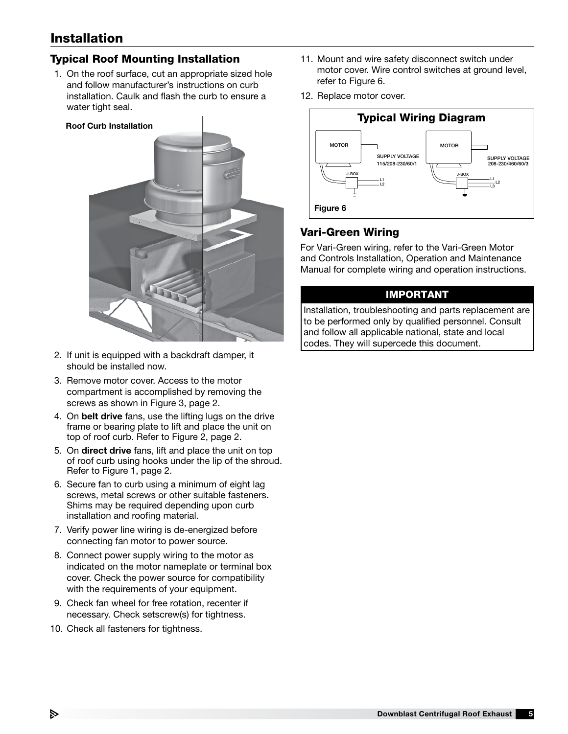# Installation

## Typical Roof Mounting Installation

1. On the roof surface, cut an appropriate sized hole and follow manufacturer's instructions on curb installation. Caulk and flash the curb to ensure a water tight seal.

**Roof Curb Installation**

2. If unit is equipped with a backdraft damper, it should be installed now.
3. Remove motor cover. Access to the motor compartment is accomplished by removing the screws as shown in Figure 3, page 2.
4. On **belt drive** fans, use the lifting lugs on the drive frame or bearing plate to lift and place the unit on top of roof curb. Refer to Figure 2, page 2.
5. On **direct drive** fans, lift and place the unit on top of roof curb using hooks under the lip of the shroud. Refer to Figure 1, page 2.
6. Secure fan to curb using a minimum of eight lag screws, metal screws or other suitable fasteners. Shims may be required depending upon curb installation and roofing material.
7. Verify power line wiring is de-energized before connecting fan motor to power source.
8. Connect power supply wiring to the motor as indicated on the motor nameplate or terminal box cover. Check the power source for compatibility with the requirements of your equipment.
9. Check fan wheel for free rotation, recenter if necessary. Check setscrew(s) for tightness.
10. Check all fasteners for tightness.
11. Mount and wire safety disconnect switch under motor cover. Wire control switches at ground level, refer to Figure 6.
12. Replace motor cover.

**Typical Wiring Diagram**

MOTOR — SUPPLY VOLTAGE 115/208-230/60/1 — J-BOX — L1, L2

MOTOR — SUPPLY VOLTAGE 208-230/460/60/3 — J-BOX — L1, L2, L3

Figure 6

## Vari-Green Wiring

For Vari-Green wiring, refer to the Vari-Green Motor and Controls Installation, Operation and Maintenance Manual for complete wiring and operation instructions.

**IMPORTANT**

Installation, troubleshooting and parts replacement are to be performed only by qualified personnel. Consult and follow all applicable national, state and local codes. They will supercede this document.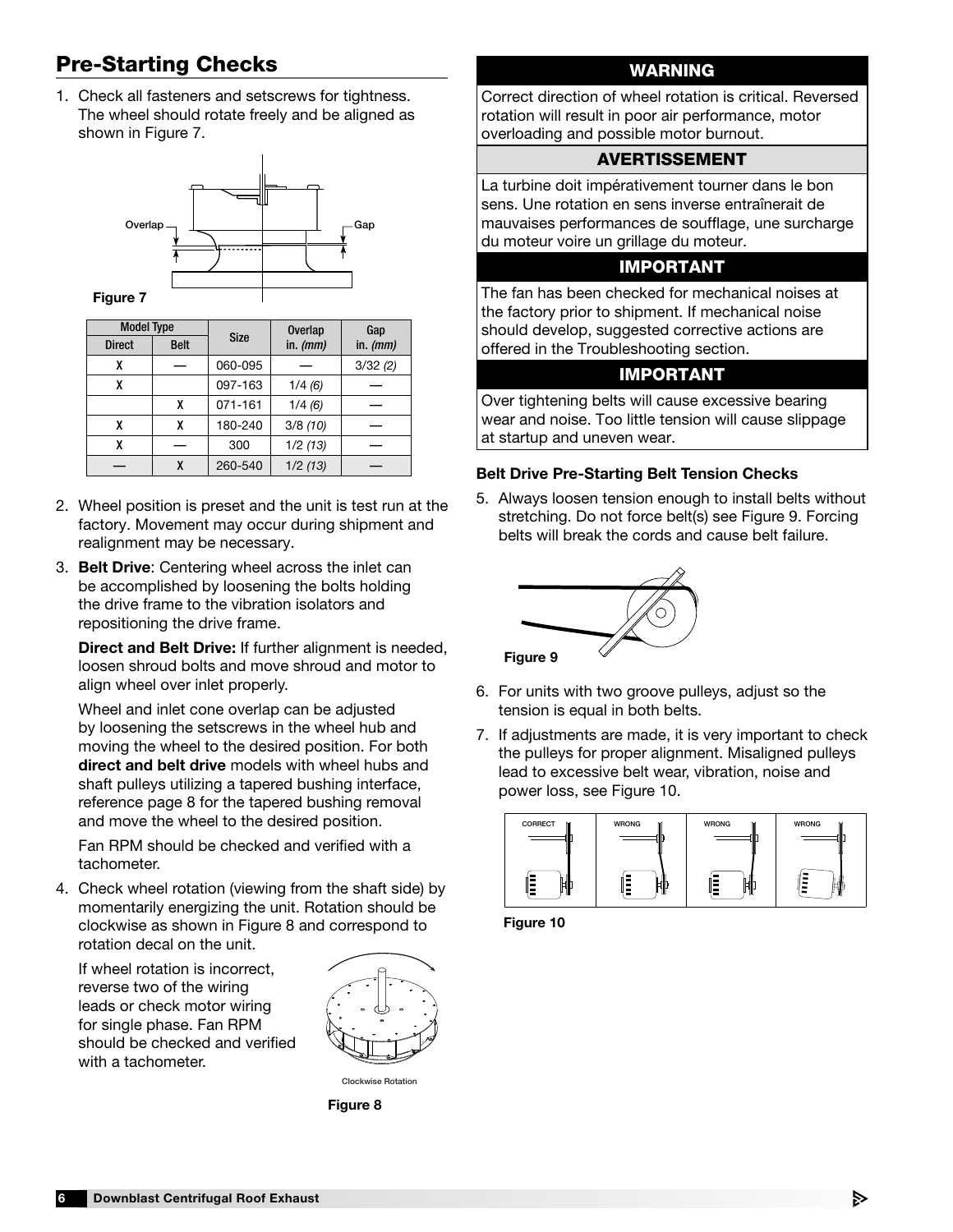## Pre-Starting Checks

1. Check all fasteners and setscrews for tightness. The wheel should rotate freely and be aligned as shown in Figure 7.

Figure 7

| Model Type | | Size | Overlap in. *(mm)* | Gap in. *(mm)* |
|---|---|---|---|---|
| Direct | Belt | | | |
| X | — | 060-095 | — | 3/32 *(2)* |
| X | | 097-163 | 1/4 *(6)* | — |
| | X | 071-161 | 1/4 *(6)* | — |
| X | X | 180-240 | 3/8 *(10)* | — |
| X | — | 300 | 1/2 *(13)* | — |
| — | X | 260-540 | 1/2 *(13)* | — |

2. Wheel position is preset and the unit is test run at the factory. Movement may occur during shipment and realignment may be necessary.

3. **Belt Drive**: Centering wheel across the inlet can be accomplished by loosening the bolts holding the drive frame to the vibration isolators and repositioning the drive frame.

   **Direct and Belt Drive:** If further alignment is needed, loosen shroud bolts and move shroud and motor to align wheel over inlet properly.

   Wheel and inlet cone overlap can be adjusted by loosening the setscrews in the wheel hub and moving the wheel to the desired position. For both **direct and belt drive** models with wheel hubs and shaft pulleys utilizing a tapered bushing interface, reference page 8 for the tapered bushing removal and move the wheel to the desired position.

   Fan RPM should be checked and verified with a tachometer.

4. Check wheel rotation (viewing from the shaft side) by momentarily energizing the unit. Rotation should be clockwise as shown in Figure 8 and correspond to rotation decal on the unit.

   If wheel rotation is incorrect, reverse two of the wiring leads or check motor wiring for single phase. Fan RPM should be checked and verified with a tachometer.

Clockwise Rotation

Figure 8

### WARNING

Correct direction of wheel rotation is critical. Reversed rotation will result in poor air performance, motor overloading and possible motor burnout.

### AVERTISSEMENT

La turbine doit impérativement tourner dans le bon sens. Une rotation en sens inverse entraînerait de mauvaises performances de soufflage, une surcharge du moteur voire un grillage du moteur.

### IMPORTANT

The fan has been checked for mechanical noises at the factory prior to shipment. If mechanical noise should develop, suggested corrective actions are offered in the Troubleshooting section.

### IMPORTANT

Over tightening belts will cause excessive bearing wear and noise. Too little tension will cause slippage at startup and uneven wear.

#### Belt Drive Pre-Starting Belt Tension Checks

5. Always loosen tension enough to install belts without stretching. Do not force belt(s) see Figure 9. Forcing belts will break the cords and cause belt failure.

Figure 9

6. For units with two groove pulleys, adjust so the tension is equal in both belts.

7. If adjustments are made, it is very important to check the pulleys for proper alignment. Misaligned pulleys lead to excessive belt wear, vibration, noise and power loss, see Figure 10.

CORRECT | WRONG | WRONG | WRONG

Figure 10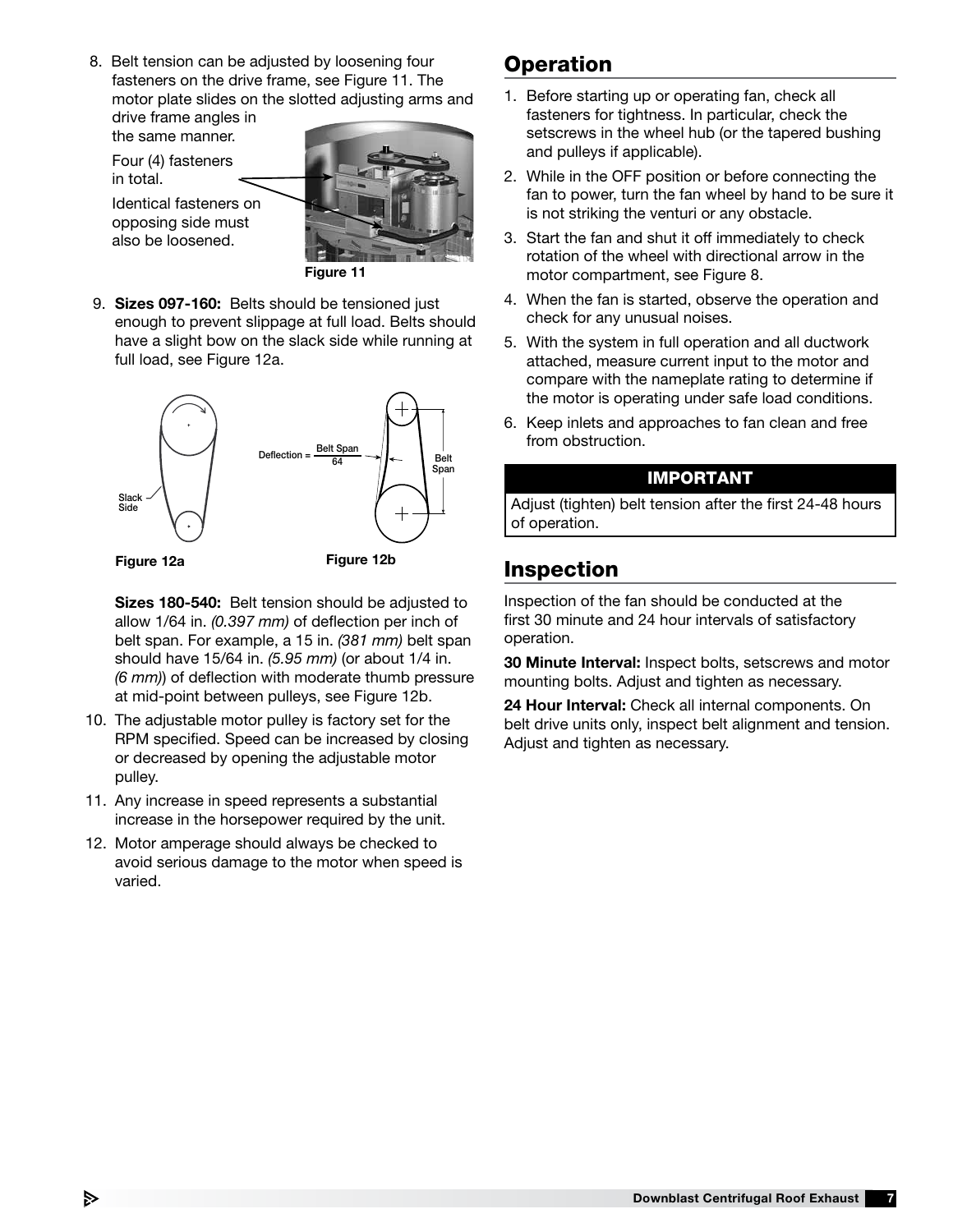8. Belt tension can be adjusted by loosening four fasteners on the drive frame, see Figure 11. The motor plate slides on the slotted adjusting arms and drive frame angles in the same manner.

   Four (4) fasteners in total.

   Identical fasteners on opposing side must also be loosened.

Figure 11

9. **Sizes 097-160:** Belts should be tensioned just enough to prevent slippage at full load. Belts should have a slight bow on the slack side while running at full load, see Figure 12a.

Slack Side

$$\text{Deflection} = \frac{\text{Belt Span}}{64}$$

Belt Span

Figure 12a

Figure 12b

   **Sizes 180-540:** Belt tension should be adjusted to allow 1/64 in. *(0.397 mm)* of deflection per inch of belt span. For example, a 15 in. *(381 mm)* belt span should have 15/64 in. *(5.95 mm)* (or about 1/4 in. *(6 mm)*) of deflection with moderate thumb pressure at mid-point between pulleys, see Figure 12b.

10. The adjustable motor pulley is factory set for the RPM specified. Speed can be increased by closing or decreased by opening the adjustable motor pulley.
11. Any increase in speed represents a substantial increase in the horsepower required by the unit.
12. Motor amperage should always be checked to avoid serious damage to the motor when speed is varied.

## Operation

1. Before starting up or operating fan, check all fasteners for tightness. In particular, check the setscrews in the wheel hub (or the tapered bushing and pulleys if applicable).
2. While in the OFF position or before connecting the fan to power, turn the fan wheel by hand to be sure it is not striking the venturi or any obstacle.
3. Start the fan and shut it off immediately to check rotation of the wheel with directional arrow in the motor compartment, see Figure 8.
4. When the fan is started, observe the operation and check for any unusual noises.
5. With the system in full operation and all ductwork attached, measure current input to the motor and compare with the nameplate rating to determine if the motor is operating under safe load conditions.
6. Keep inlets and approaches to fan clean and free from obstruction.

**IMPORTANT**

Adjust (tighten) belt tension after the first 24-48 hours of operation.

## Inspection

Inspection of the fan should be conducted at the first 30 minute and 24 hour intervals of satisfactory operation.

**30 Minute Interval:** Inspect bolts, setscrews and motor mounting bolts. Adjust and tighten as necessary.

**24 Hour Interval:** Check all internal components. On belt drive units only, inspect belt alignment and tension. Adjust and tighten as necessary.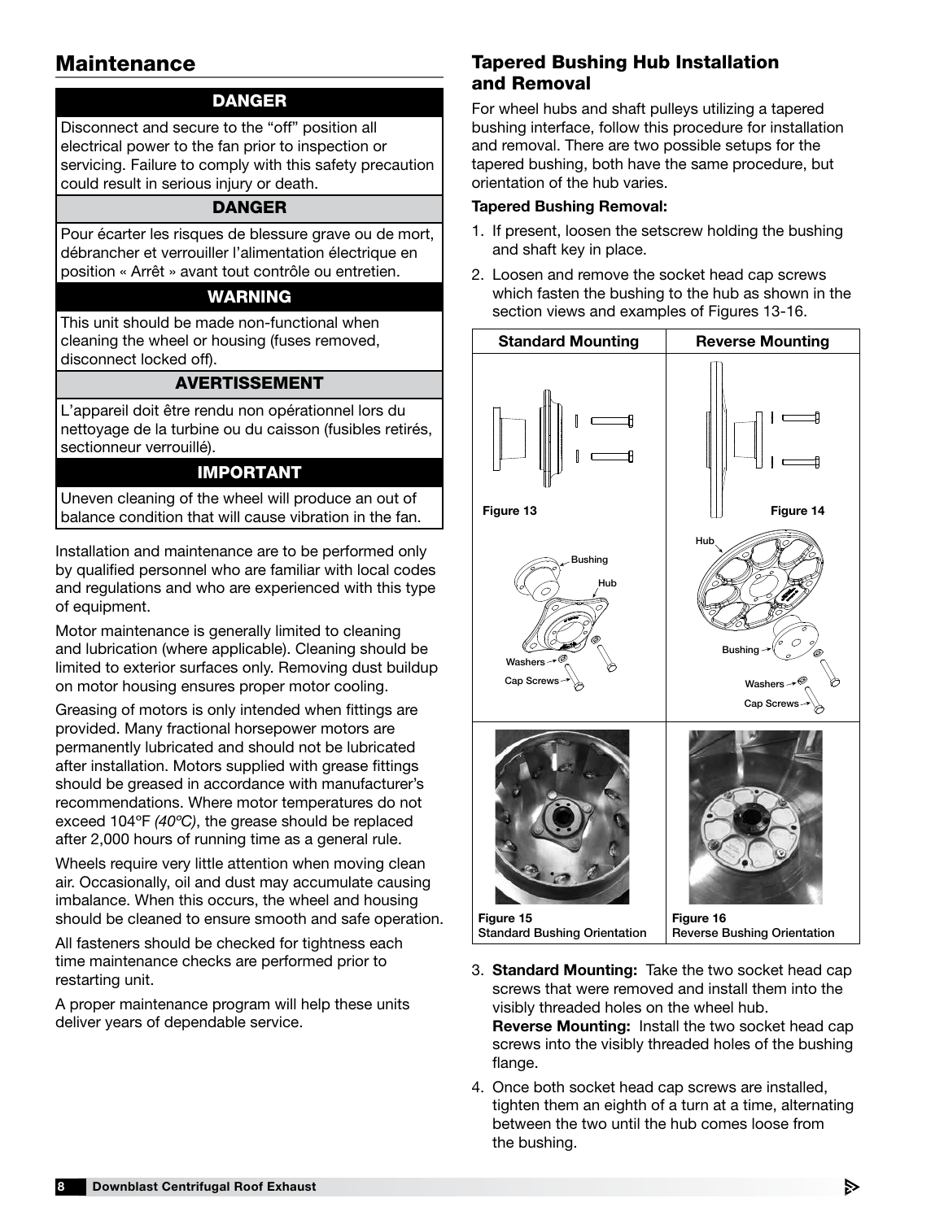## Maintenance

**DANGER**

Disconnect and secure to the "off" position all electrical power to the fan prior to inspection or servicing. Failure to comply with this safety precaution could result in serious injury or death.

**DANGER**

Pour écarter les risques de blessure grave ou de mort, débrancher et verrouiller l'alimentation électrique en position « Arrêt » avant tout contrôle ou entretien.

**WARNING**

This unit should be made non-functional when cleaning the wheel or housing (fuses removed, disconnect locked off).

**AVERTISSEMENT**

L'appareil doit être rendu non opérationnel lors du nettoyage de la turbine ou du caisson (fusibles retirés, sectionneur verrouillé).

**IMPORTANT**

Uneven cleaning of the wheel will produce an out of balance condition that will cause vibration in the fan.

Installation and maintenance are to be performed only by qualified personnel who are familiar with local codes and regulations and who are experienced with this type of equipment.

Motor maintenance is generally limited to cleaning and lubrication (where applicable). Cleaning should be limited to exterior surfaces only. Removing dust buildup on motor housing ensures proper motor cooling.

Greasing of motors is only intended when fittings are provided. Many fractional horsepower motors are permanently lubricated and should not be lubricated after installation. Motors supplied with grease fittings should be greased in accordance with manufacturer's recommendations. Where motor temperatures do not exceed 104ºF *(40ºC)*, the grease should be replaced after 2,000 hours of running time as a general rule.

Wheels require very little attention when moving clean air. Occasionally, oil and dust may accumulate causing imbalance. When this occurs, the wheel and housing should be cleaned to ensure smooth and safe operation.

All fasteners should be checked for tightness each time maintenance checks are performed prior to restarting unit.

A proper maintenance program will help these units deliver years of dependable service.

### Tapered Bushing Hub Installation and Removal

For wheel hubs and shaft pulleys utilizing a tapered bushing interface, follow this procedure for installation and removal. There are two possible setups for the tapered bushing, both have the same procedure, but orientation of the hub varies.

**Tapered Bushing Removal:**

1. If present, loosen the setscrew holding the bushing and shaft key in place.
2. Loosen and remove the socket head cap screws which fasten the bushing to the hub as shown in the section views and examples of Figures 13-16.

| Standard Mounting | Reverse Mounting |
| --- | --- |
| Figure 13 | Figure 14 |
| Bushing, Hub, Washers, Cap Screws | Hub, Bushing, Washers, Cap Screws |
| Figure 15<br>Standard Bushing Orientation | Figure 16<br>Reverse Bushing Orientation |

3. **Standard Mounting:** Take the two socket head cap screws that were removed and install them into the visibly threaded holes on the wheel hub.
   **Reverse Mounting:** Install the two socket head cap screws into the visibly threaded holes of the bushing flange.
4. Once both socket head cap screws are installed, tighten them an eighth of a turn at a time, alternating between the two until the hub comes loose from the bushing.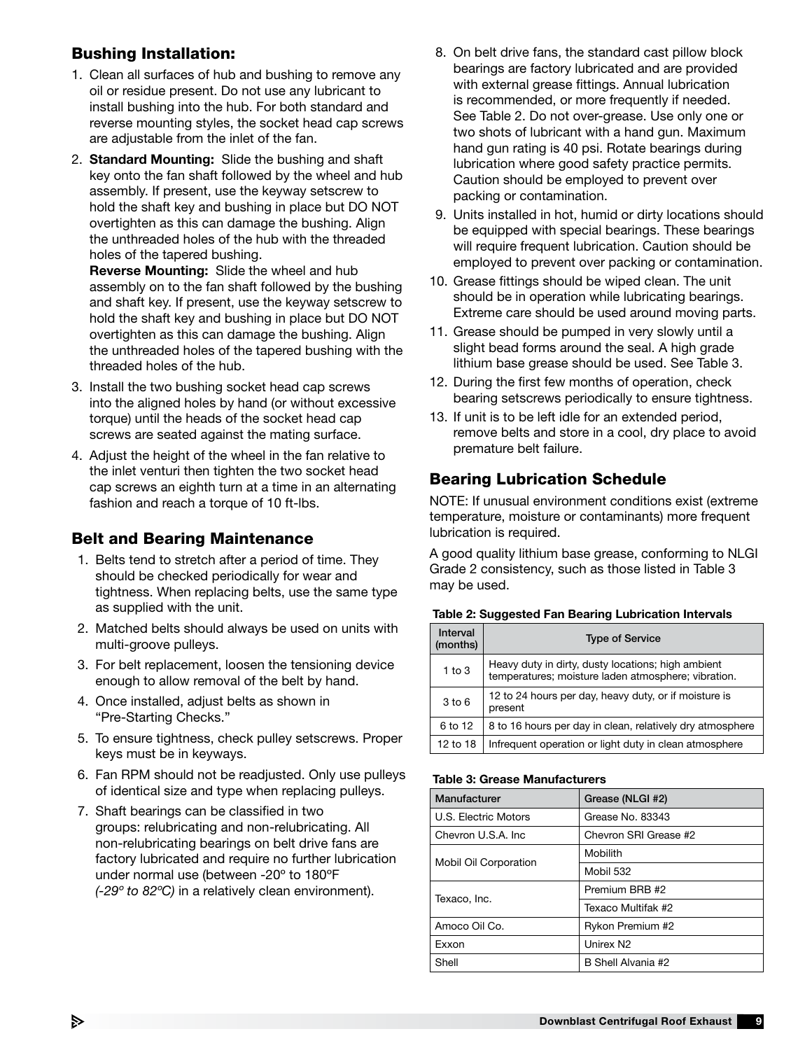## Bushing Installation:

1. Clean all surfaces of hub and bushing to remove any oil or residue present. Do not use any lubricant to install bushing into the hub. For both standard and reverse mounting styles, the socket head cap screws are adjustable from the inlet of the fan.
2. **Standard Mounting:** Slide the bushing and shaft key onto the fan shaft followed by the wheel and hub assembly. If present, use the keyway setscrew to hold the shaft key and bushing in place but DO NOT overtighten as this can damage the bushing. Align the unthreaded holes of the hub with the threaded holes of the tapered bushing.
   **Reverse Mounting:** Slide the wheel and hub assembly on to the fan shaft followed by the bushing and shaft key. If present, use the keyway setscrew to hold the shaft key and bushing in place but DO NOT overtighten as this can damage the bushing. Align the unthreaded holes of the tapered bushing with the threaded holes of the hub.
3. Install the two bushing socket head cap screws into the aligned holes by hand (or without excessive torque) until the heads of the socket head cap screws are seated against the mating surface.
4. Adjust the height of the wheel in the fan relative to the inlet venturi then tighten the two socket head cap screws an eighth turn at a time in an alternating fashion and reach a torque of 10 ft-lbs.

## Belt and Bearing Maintenance

1. Belts tend to stretch after a period of time. They should be checked periodically for wear and tightness. When replacing belts, use the same type as supplied with the unit.
2. Matched belts should always be used on units with multi-groove pulleys.
3. For belt replacement, loosen the tensioning device enough to allow removal of the belt by hand.
4. Once installed, adjust belts as shown in "Pre-Starting Checks."
5. To ensure tightness, check pulley setscrews. Proper keys must be in keyways.
6. Fan RPM should not be readjusted. Only use pulleys of identical size and type when replacing pulleys.
7. Shaft bearings can be classified in two groups: relubricating and non-relubricating. All non-relubricating bearings on belt drive fans are factory lubricated and require no further lubrication under normal use (between -20º to 180ºF *(-29º to 82ºC)* in a relatively clean environment).
8. On belt drive fans, the standard cast pillow block bearings are factory lubricated and are provided with external grease fittings. Annual lubrication is recommended, or more frequently if needed. See Table 2. Do not over-grease. Use only one or two shots of lubricant with a hand gun. Maximum hand gun rating is 40 psi. Rotate bearings during lubrication where good safety practice permits. Caution should be employed to prevent over packing or contamination.
9. Units installed in hot, humid or dirty locations should be equipped with special bearings. These bearings will require frequent lubrication. Caution should be employed to prevent over packing or contamination.
10. Grease fittings should be wiped clean. The unit should be in operation while lubricating bearings. Extreme care should be used around moving parts.
11. Grease should be pumped in very slowly until a slight bead forms around the seal. A high grade lithium base grease should be used. See Table 3.
12. During the first few months of operation, check bearing setscrews periodically to ensure tightness.
13. If unit is to be left idle for an extended period, remove belts and store in a cool, dry place to avoid premature belt failure.

## Bearing Lubrication Schedule

NOTE: If unusual environment conditions exist (extreme temperature, moisture or contaminants) more frequent lubrication is required.

A good quality lithium base grease, conforming to NLGI Grade 2 consistency, such as those listed in Table 3 may be used.

**Table 2: Suggested Fan Bearing Lubrication Intervals**

| Interval (months) | Type of Service |
|---|---|
| 1 to 3 | Heavy duty in dirty, dusty locations; high ambient temperatures; moisture laden atmosphere; vibration. |
| 3 to 6 | 12 to 24 hours per day, heavy duty, or if moisture is present |
| 6 to 12 | 8 to 16 hours per day in clean, relatively dry atmosphere |
| 12 to 18 | Infrequent operation or light duty in clean atmosphere |

**Table 3: Grease Manufacturers**

| Manufacturer | Grease (NLGI #2) |
|---|---|
| U.S. Electric Motors | Grease No. 83343 |
| Chevron U.S.A. Inc | Chevron SRI Grease #2 |
| Mobil Oil Corporation | Mobilith |
| | Mobil 532 |
| Texaco, Inc. | Premium BRB #2 |
| | Texaco Multifak #2 |
| Amoco Oil Co. | Rykon Premium #2 |
| Exxon | Unirex N2 |
| Shell | B Shell Alvania #2 |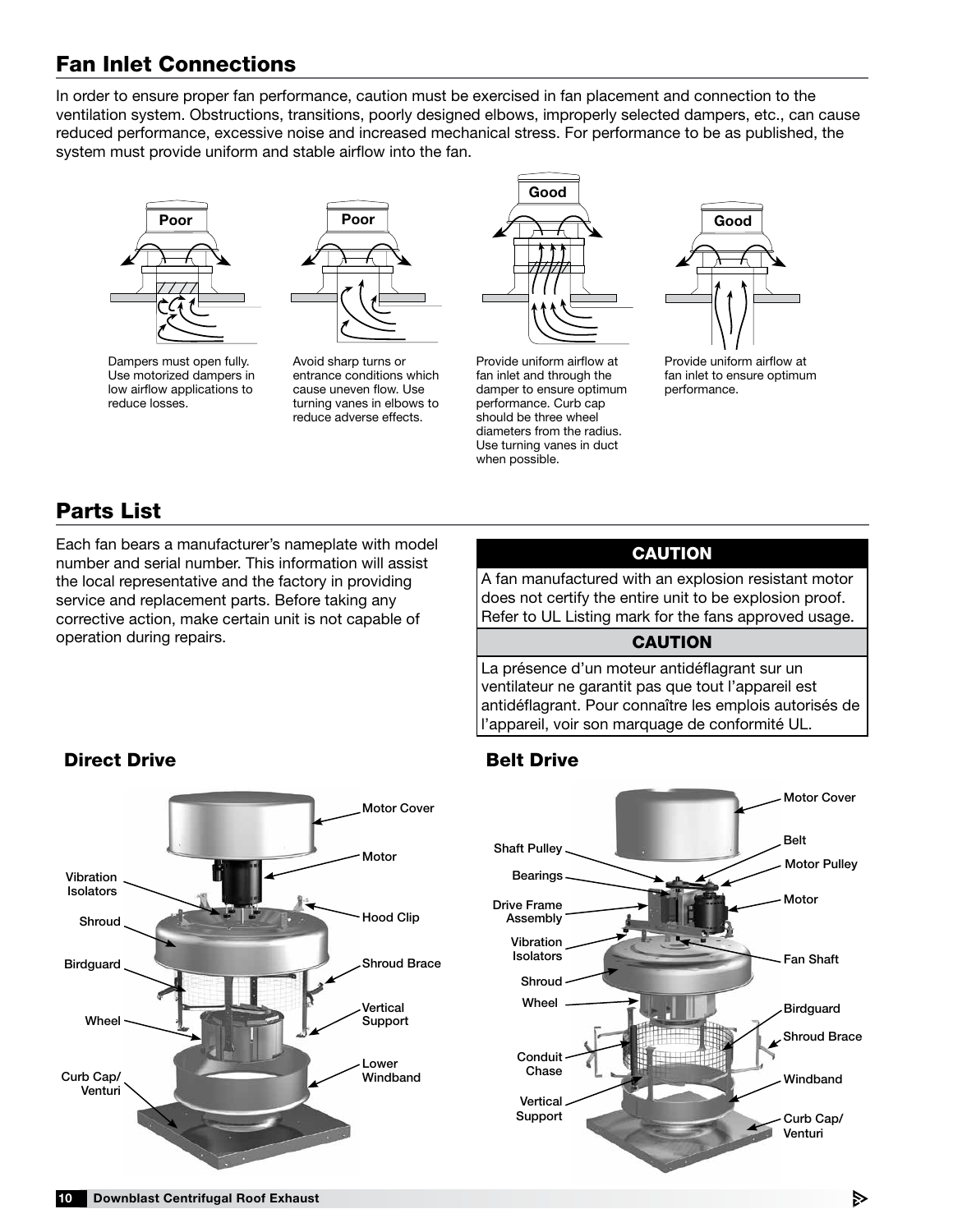## Fan Inlet Connections

In order to ensure proper fan performance, caution must be exercised in fan placement and connection to the ventilation system. Obstructions, transitions, poorly designed elbows, improperly selected dampers, etc., can cause reduced performance, excessive noise and increased mechanical stress. For performance to be as published, the system must provide uniform and stable airflow into the fan.

**Poor**

Dampers must open fully. Use motorized dampers in low airflow applications to reduce losses.

**Poor**

Avoid sharp turns or entrance conditions which cause uneven flow. Use turning vanes in elbows to reduce adverse effects.

**Good**

Provide uniform airflow at fan inlet and through the damper to ensure optimum performance. Curb cap should be three wheel diameters from the radius. Use turning vanes in duct when possible.

**Good**

Provide uniform airflow at fan inlet to ensure optimum performance.

## Parts List

Each fan bears a manufacturer's nameplate with model number and serial number. This information will assist the local representative and the factory in providing service and replacement parts. Before taking any corrective action, make certain unit is not capable of operation during repairs.

**CAUTION**

A fan manufactured with an explosion resistant motor does not certify the entire unit to be explosion proof. Refer to UL Listing mark for the fans approved usage.

**CAUTION**

La présence d'un moteur antidéflagrant sur un ventilateur ne garantit pas que tout l'appareil est antidéflagrant. Pour connaître les emplois autorisés de l'appareil, voir son marquage de conformité UL.

### Direct Drive

- Motor Cover
- Motor
- Vibration Isolators
- Shroud
- Hood Clip
- Birdguard
- Shroud Brace
- Wheel
- Vertical Support
- Curb Cap/ Venturi
- Lower Windband

### Belt Drive

- Motor Cover
- Shaft Pulley
- Belt
- Motor Pulley
- Bearings
- Drive Frame Assembly
- Motor
- Vibration Isolators
- Fan Shaft
- Shroud
- Wheel
- Birdguard
- Shroud Brace
- Conduit Chase
- Windband
- Vertical Support
- Curb Cap/ Venturi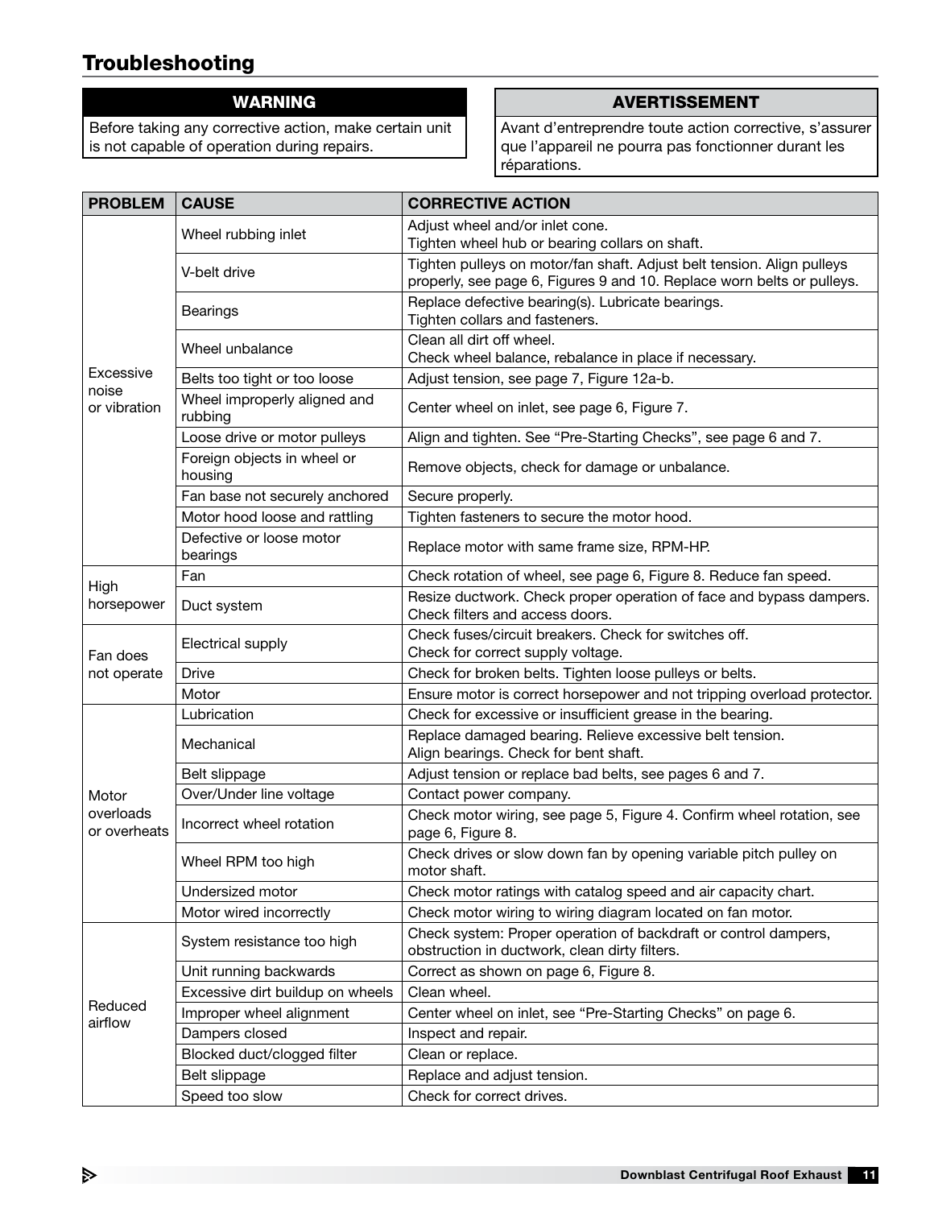## Troubleshooting

**WARNING**

Before taking any corrective action, make certain unit is not capable of operation during repairs.

**AVERTISSEMENT**

Avant d'entreprendre toute action corrective, s'assurer que l'appareil ne pourra pas fonctionner durant les réparations.

| PROBLEM | CAUSE | CORRECTIVE ACTION |
|---|---|---|
| Excessive noise or vibration | Wheel rubbing inlet | Adjust wheel and/or inlet cone.<br>Tighten wheel hub or bearing collars on shaft. |
| | V-belt drive | Tighten pulleys on motor/fan shaft. Adjust belt tension. Align pulleys properly, see page 6, Figures 9 and 10. Replace worn belts or pulleys. |
| | Bearings | Replace defective bearing(s). Lubricate bearings.<br>Tighten collars and fasteners. |
| | Wheel unbalance | Clean all dirt off wheel.<br>Check wheel balance, rebalance in place if necessary. |
| | Belts too tight or too loose | Adjust tension, see page 7, Figure 12a-b. |
| | Wheel improperly aligned and rubbing | Center wheel on inlet, see page 6, Figure 7. |
| | Loose drive or motor pulleys | Align and tighten. See "Pre-Starting Checks", see page 6 and 7. |
| | Foreign objects in wheel or housing | Remove objects, check for damage or unbalance. |
| | Fan base not securely anchored | Secure properly. |
| | Motor hood loose and rattling | Tighten fasteners to secure the motor hood. |
| | Defective or loose motor bearings | Replace motor with same frame size, RPM-HP. |
| High horsepower | Fan | Check rotation of wheel, see page 6, Figure 8. Reduce fan speed. |
| | Duct system | Resize ductwork. Check proper operation of face and bypass dampers. Check filters and access doors. |
| Fan does not operate | Electrical supply | Check fuses/circuit breakers. Check for switches off.<br>Check for correct supply voltage. |
| | Drive | Check for broken belts. Tighten loose pulleys or belts. |
| | Motor | Ensure motor is correct horsepower and not tripping overload protector. |
| Motor overloads or overheats | Lubrication | Check for excessive or insufficient grease in the bearing. |
| | Mechanical | Replace damaged bearing. Relieve excessive belt tension.<br>Align bearings. Check for bent shaft. |
| | Belt slippage | Adjust tension or replace bad belts, see pages 6 and 7. |
| | Over/Under line voltage | Contact power company. |
| | Incorrect wheel rotation | Check motor wiring, see page 5, Figure 4. Confirm wheel rotation, see page 6, Figure 8. |
| | Wheel RPM too high | Check drives or slow down fan by opening variable pitch pulley on motor shaft. |
| | Undersized motor | Check motor ratings with catalog speed and air capacity chart. |
| | Motor wired incorrectly | Check motor wiring to wiring diagram located on fan motor. |
| Reduced airflow | System resistance too high | Check system: Proper operation of backdraft or control dampers, obstruction in ductwork, clean dirty filters. |
| | Unit running backwards | Correct as shown on page 6, Figure 8. |
| | Excessive dirt buildup on wheels | Clean wheel. |
| | Improper wheel alignment | Center wheel on inlet, see "Pre-Starting Checks" on page 6. |
| | Dampers closed | Inspect and repair. |
| | Blocked duct/clogged filter | Clean or replace. |
| | Belt slippage | Replace and adjust tension. |
| | Speed too slow | Check for correct drives. |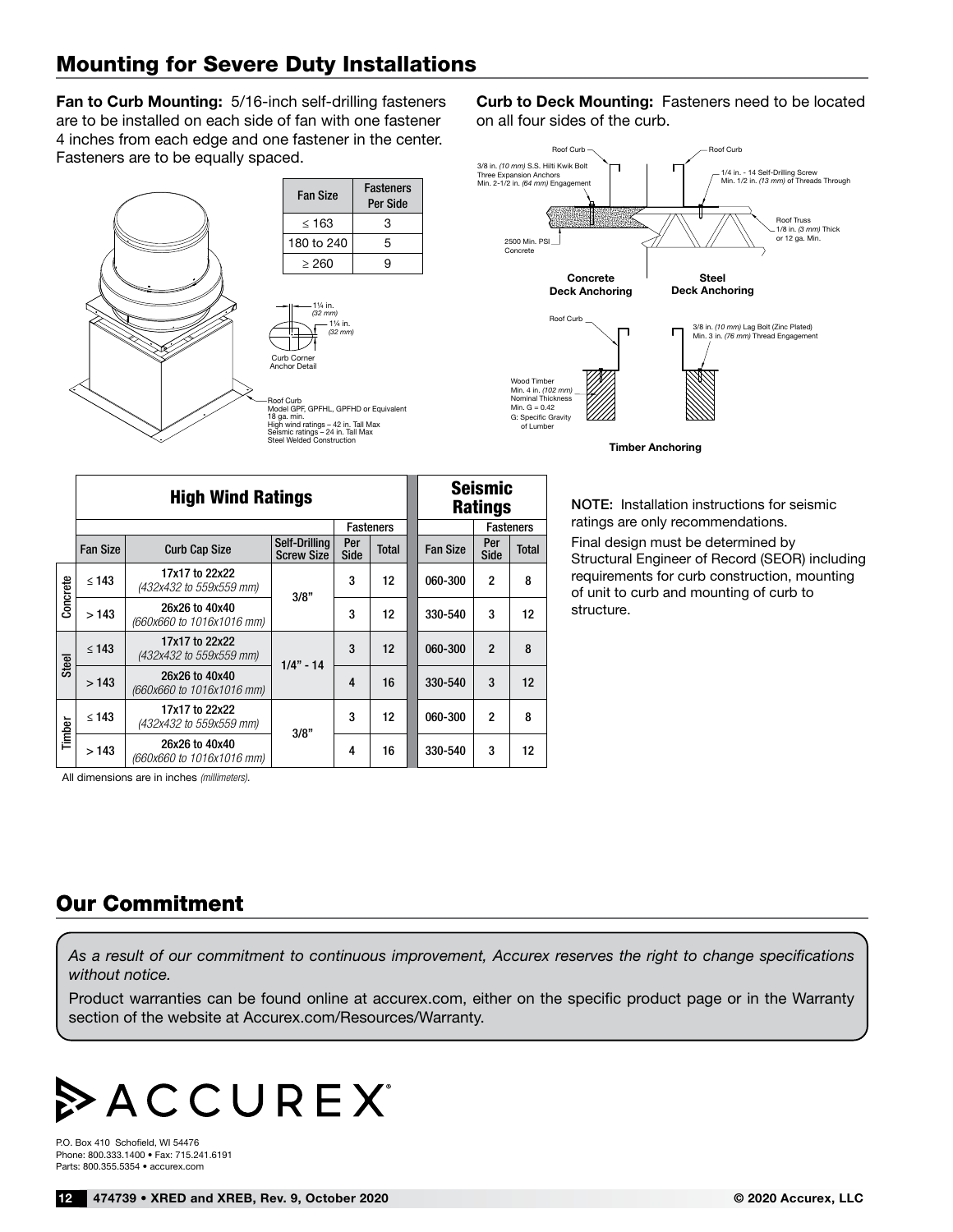## Mounting for Severe Duty Installations

**Fan to Curb Mounting:** 5/16-inch self-drilling fasteners are to be installed on each side of fan with one fastener 4 inches from each edge and one fastener in the center. Fasteners are to be equally spaced.

| Fan Size | Fasteners Per Side |
|---|---|
| ≤ 163 | 3 |
| 180 to 240 | 5 |
| ≥ 260 | 9 |

1¼ in. (32 mm)
1¼ in. (32 mm)
Curb Corner Anchor Detail

Roof Curb
Model GPF, GPFHL, GPFHD or Equivalent
18 ga. min.
High wind ratings – 42 in. Tall Max
Seismic ratings – 24 in. Tall Max
Steel Welded Construction

**Curb to Deck Mounting:** Fasteners need to be located on all four sides of the curb.

Roof Curb
3/8 in. (10 mm) S.S. Hilti Kwik Bolt
Three Expansion Anchors
Min. 2-1/2 in. (64 mm) Engagement
2500 Min. PSI Concrete
**Concrete Deck Anchoring**

Roof Curb
1/4 in. - 14 Self-Drilling Screw
Min. 1/2 in. (13 mm) of Threads Through
Roof Truss
1/8 in. (3 mm) Thick or 12 ga. Min.
**Steel Deck Anchoring**

Roof Curb
Wood Timber
Min. 4 in. (102 mm)
Nominal Thickness
Min. G = 0.42
G: Specific Gravity of Lumber
3/8 in. (10 mm) Lag Bolt (Zinc Plated)
Min. 3 in. (76 mm) Thread Engagement
**Timber Anchoring**

| | High Wind Ratings | | | | | Seismic Ratings | | |
|---|---|---|---|---|---|---|---|---|
| | | | | Fasteners | | | Fasteners | |
| | Fan Size | Curb Cap Size | Self-Drilling Screw Size | Per Side | Total | Fan Size | Per Side | Total |
| Concrete | ≤ 143 | 17x17 to 22x22 (432x432 to 559x559 mm) | 3/8" | 3 | 12 | 060-300 | 2 | 8 |
| Concrete | > 143 | 26x26 to 40x40 (660x660 to 1016x1016 mm) | 3/8" | 3 | 12 | 330-540 | 3 | 12 |
| Steel | ≤ 143 | 17x17 to 22x22 (432x432 to 559x559 mm) | 1/4" - 14 | 3 | 12 | 060-300 | 2 | 8 |
| Steel | > 143 | 26x26 to 40x40 (660x660 to 1016x1016 mm) | 1/4" - 14 | 4 | 16 | 330-540 | 3 | 12 |
| Timber | ≤ 143 | 17x17 to 22x22 (432x432 to 559x559 mm) | 3/8" | 3 | 12 | 060-300 | 2 | 8 |
| Timber | > 143 | 26x26 to 40x40 (660x660 to 1016x1016 mm) | 3/8" | 4 | 16 | 330-540 | 3 | 12 |

All dimensions are in inches *(millimeters)*.

**NOTE:** Installation instructions for seismic ratings are only recommendations.

Final design must be determined by Structural Engineer of Record (SEOR) including requirements for curb construction, mounting of unit to curb and mounting of curb to structure.

## Our Commitment

*As a result of our commitment to continuous improvement, Accurex reserves the right to change specifications without notice.*

Product warranties can be found online at accurex.com, either on the specific product page or in the Warranty section of the website at Accurex.com/Resources/Warranty.

ACCUREX®

P.O. Box 410 Schofield, WI 54476
Phone: 800.333.1400 • Fax: 715.241.6191
Parts: 800.355.5354 • accurex.com

474739 • XRED and XREB, Rev. 9, October 2020
© 2020 Accurex, LLC